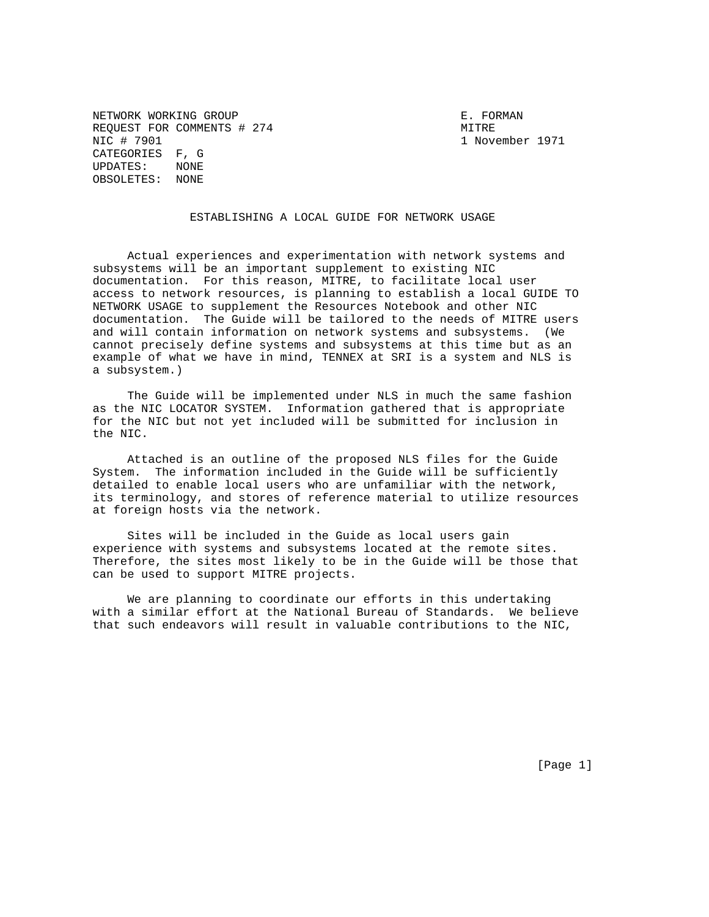NETWORK WORKING GROUP E. FORMAN
REQUEST FOR COMMENTS # 274 MITRE
NIC # 7901 1 November 1971
CATEGORIES F, G
UPDATES: NONE
OBSOLETES: NONE

# ESTABLISHING A LOCAL GUIDE FOR NETWORK USAGE

Actual experiences and experimentation with network systems and subsystems will be an important supplement to existing NIC documentation. For this reason, MITRE, to facilitate local user access to network resources, is planning to establish a local GUIDE TO NETWORK USAGE to supplement the Resources Notebook and other NIC documentation. The Guide will be tailored to the needs of MITRE users and will contain information on network systems and subsystems. (We cannot precisely define systems and subsystems at this time but as an example of what we have in mind, TENNEX at SRI is a system and NLS is a subsystem.)

The Guide will be implemented under NLS in much the same fashion as the NIC LOCATOR SYSTEM. Information gathered that is appropriate for the NIC but not yet included will be submitted for inclusion in the NIC.

Attached is an outline of the proposed NLS files for the Guide System. The information included in the Guide will be sufficiently detailed to enable local users who are unfamiliar with the network, its terminology, and stores of reference material to utilize resources at foreign hosts via the network.

Sites will be included in the Guide as local users gain experience with systems and subsystems located at the remote sites. Therefore, the sites most likely to be in the Guide will be those that can be used to support MITRE projects.

We are planning to coordinate our efforts in this undertaking with a similar effort at the National Bureau of Standards. We believe that such endeavors will result in valuable contributions to the NIC,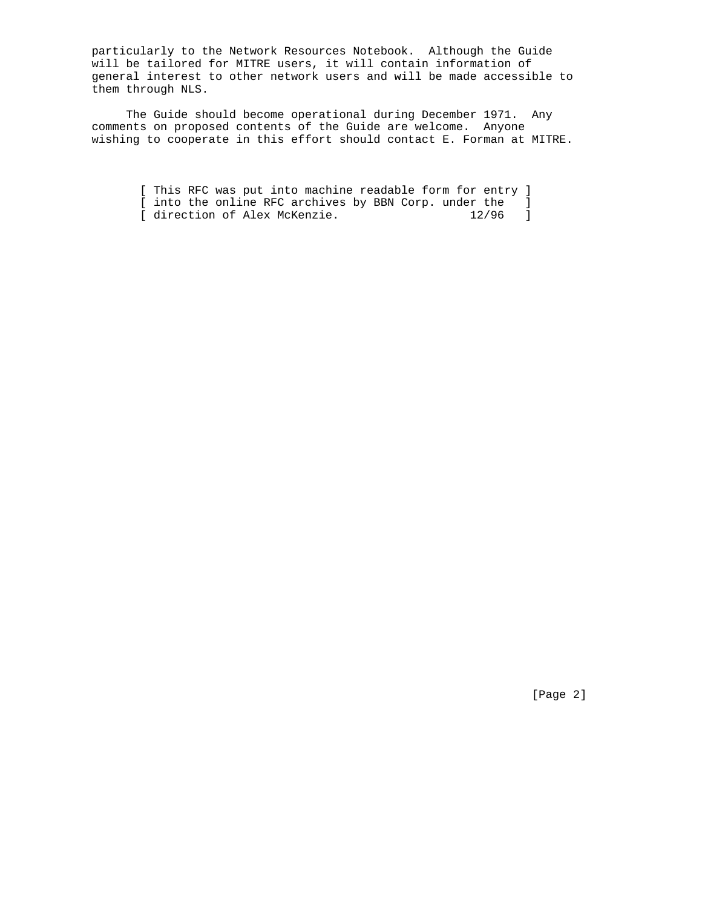particularly to the Network Resources Notebook. Although the Guide will be tailored for MITRE users, it will contain information of general interest to other network users and will be made accessible to them through NLS.

The Guide should become operational during December 1971. Any comments on proposed contents of the Guide are welcome. Anyone wishing to cooperate in this effort should contact E. Forman at MITRE.

```
[ This RFC was put into machine readable form for entry ]
[ into the online RFC archives by BBN Corp. under the   ]
[ direction of Alex McKenzie.                  12/96    ]
```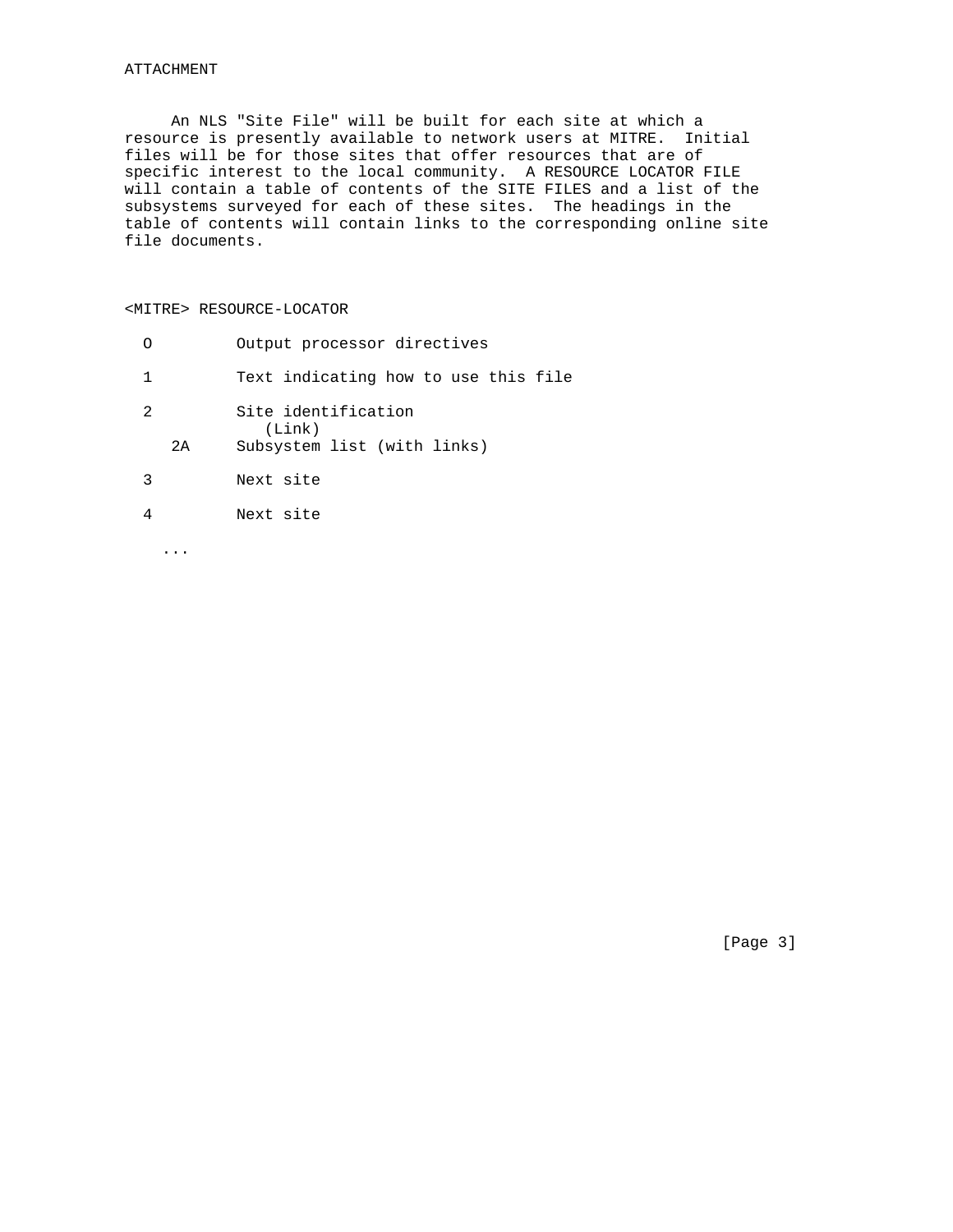ATTACHMENT

An NLS "Site File" will be built for each site at which a resource is presently available to network users at MITRE. Initial files will be for those sites that offer resources that are of specific interest to the local community. A RESOURCE LOCATOR FILE will contain a table of contents of the SITE FILES and a list of the subsystems surveyed for each of these sites. The headings in the table of contents will contain links to the corresponding online site file documents.

<MITRE> RESOURCE-LOCATOR

```
  O         Output processor directives

  1         Text indicating how to use this file

  2         Site identification
               (Link)
     2A     Subsystem list (with links)

  3         Next site

  4         Next site

    ...
```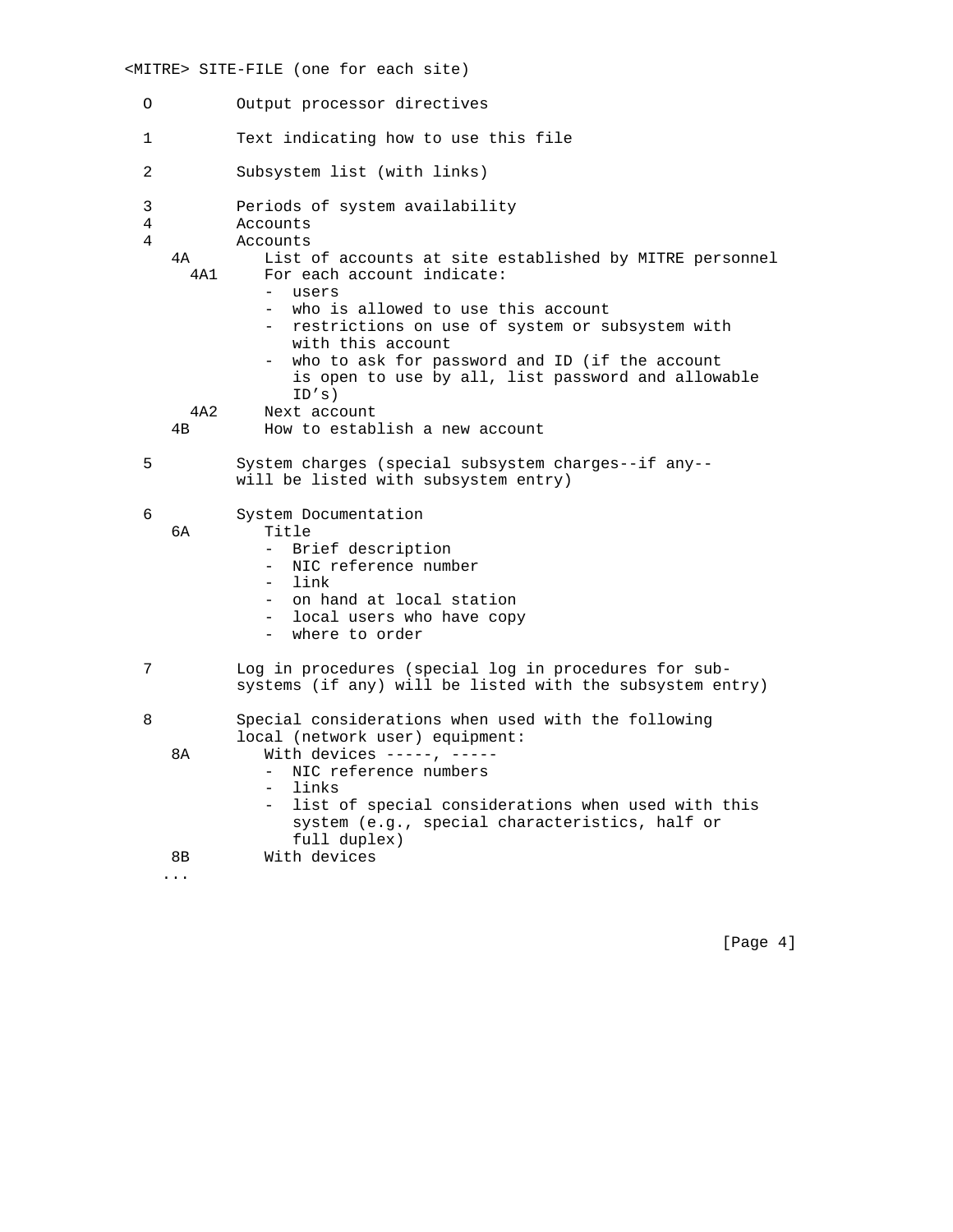```
<MITRE> SITE-FILE (one for each site)

  O         Output processor directives

  1         Text indicating how to use this file

  2         Subsystem list (with links)

  3         Periods of system availability
  4         Accounts
  4         Accounts
    4A         List of accounts at site established by MITRE personnel
      4A1      For each account indicate:
               -  users
               -  who is allowed to use this account
               -  restrictions on use of system or subsystem with
                  with this account
               -  who to ask for password and ID (if the account
                  is open to use by all, list password and allowable
                  ID's)
      4A2      Next account
    4B         How to establish a new account

  5         System charges (special subsystem charges--if any--
            will be listed with subsystem entry)

  6         System Documentation
    6A         Title
               -  Brief description
               -  NIC reference number
               -  link
               -  on hand at local station
               -  local users who have copy
               -  where to order

  7         Log in procedures (special log in procedures for sub-
            systems (if any) will be listed with the subsystem entry)

  8         Special considerations when used with the following
            local (network user) equipment:
    8A         With devices -----, -----
               -  NIC reference numbers
               -  links
               -  list of special considerations when used with this
                  system (e.g., special characteristics, half or
                  full duplex)
    8B         With devices
   ...
```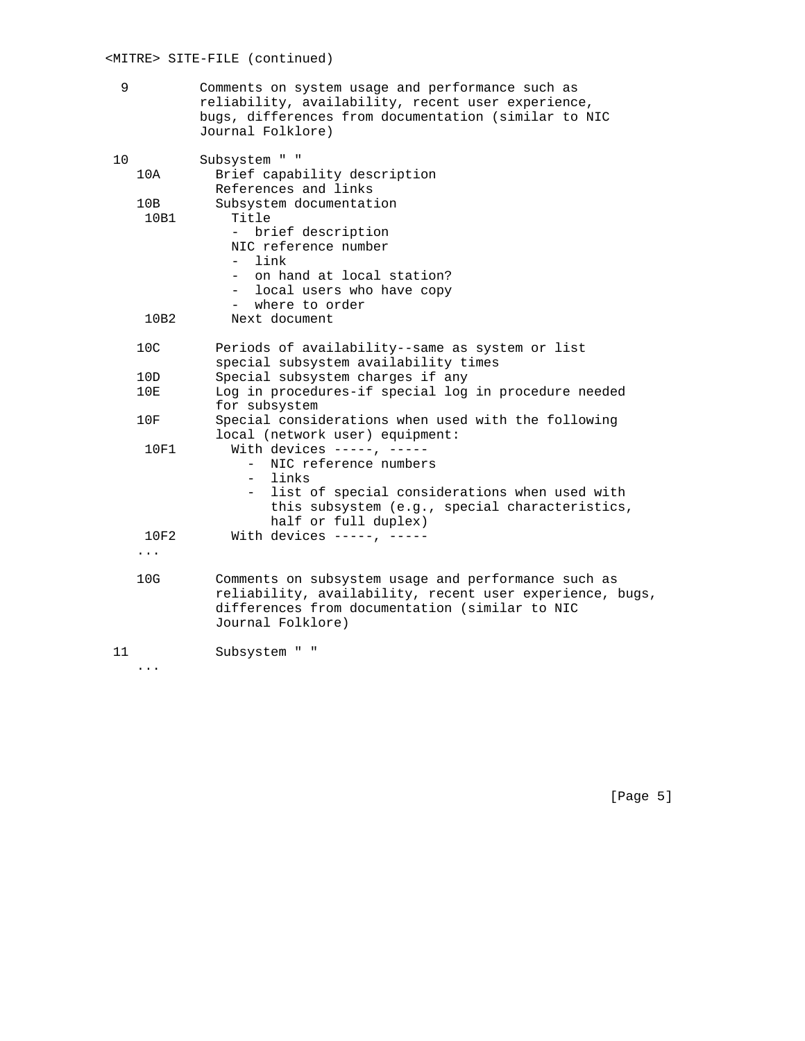<MITRE> SITE-FILE (continued)

```
 9          Comments on system usage and performance such as
            reliability, availability, recent user experience,
            bugs, differences from documentation (similar to NIC
            Journal Folklore)

10          Subsystem " "
   10A        Brief capability description
              References and links
   10B        Subsystem documentation
    10B1        Title
                -  brief description
                NIC reference number
                -  link
                -  on hand at local station?
                -  local users who have copy
                -  where to order
    10B2        Next document

   10C        Periods of availability--same as system or list
              special subsystem availability times
   10D        Special subsystem charges if any
   10E        Log in procedures-if special log in procedure needed
              for subsystem
   10F        Special considerations when used with the following
              local (network user) equipment:
    10F1        With devices -----, -----
                  -  NIC reference numbers
                  -  links
                  -  list of special considerations when used with
                     this subsystem (e.g., special characteristics,
                     half or full duplex)
    10F2        With devices -----, -----
   ...

   10G        Comments on subsystem usage and performance such as
              reliability, availability, recent user experience, bugs,
              differences from documentation (similar to NIC
              Journal Folklore)

11            Subsystem " "
   ...
```